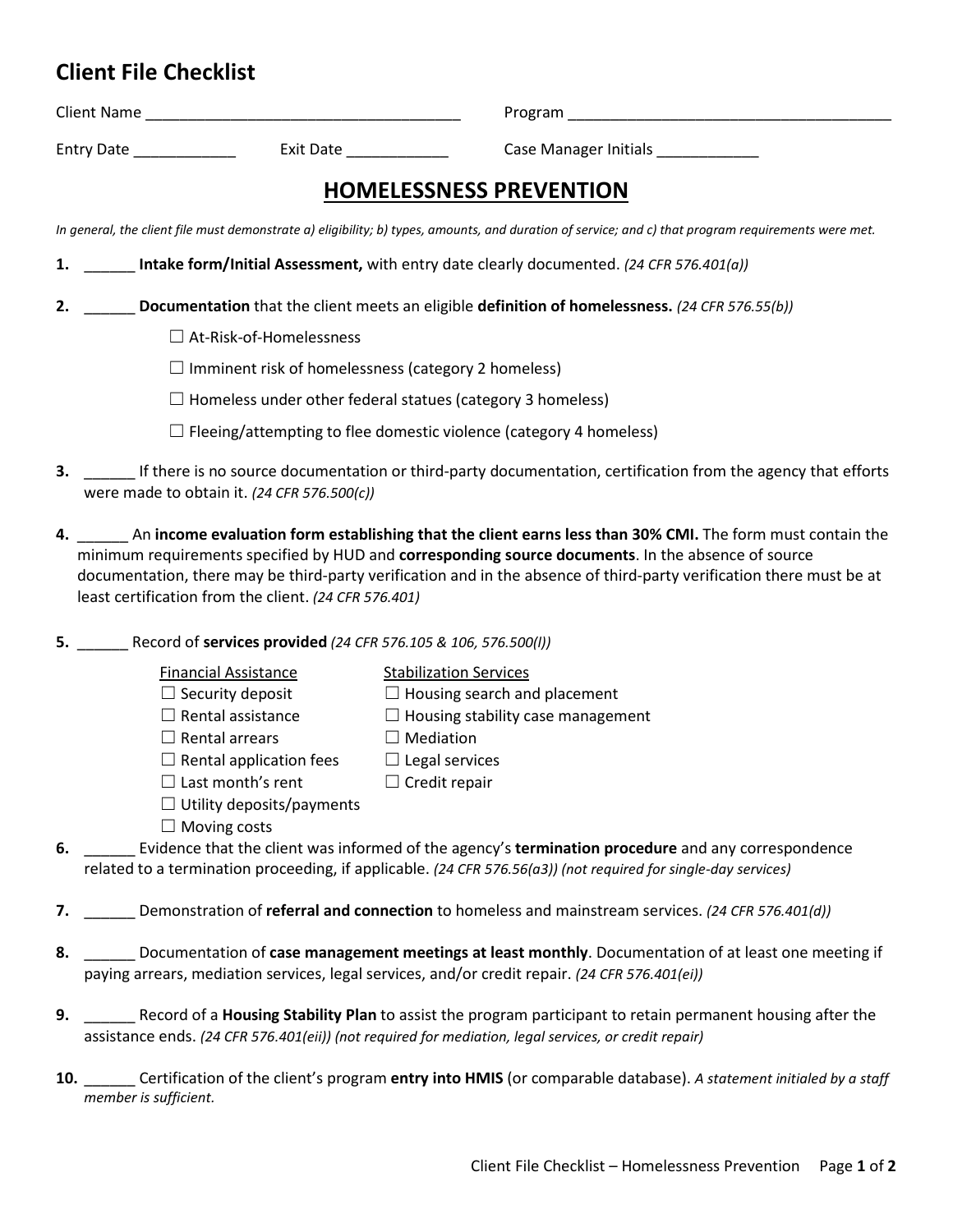# Client File Checklist

Client Name ____________________________________ Program ______________________________________

Entry Date ____________ Exit Date ____________ Case Manager Initials ____________

## HOMELESSNESS PREVENTION

*In general, the client file must demonstrate a) eligibility; b) types, amounts, and duration of service; and c) that program requirements were met.*

**1.** ______ **Intake form/Initial Assessment,** with entry date clearly documented. *(24 CFR 576.401(a))*

**2.** ______ **Documentation** that the client meets an eligible **definition of homelessness.** *(24 CFR 576.55(b))*

- ☐ At-Risk-of-Homelessness
- ☐ Imminent risk of homelessness (category 2 homeless)
- ☐ Homeless under other federal statues (category 3 homeless)
- ☐ Fleeing/attempting to flee domestic violence (category 4 homeless)

**3.** ______ If there is no source documentation or third-party documentation, certification from the agency that efforts were made to obtain it. *(24 CFR 576.500(c))*

**4.** ______ An **income evaluation form establishing that the client earns less than 30% CMI.** The form must contain the minimum requirements specified by HUD and **corresponding source documents**. In the absence of source documentation, there may be third-party verification and in the absence of third-party verification there must be at least certification from the client. *(24 CFR 576.401)*

**5.** ______ Record of **services provided** *(24 CFR 576.105 & 106, 576.500(l))*

Financial Assistance
- ☐ Security deposit
- ☐ Rental assistance
- ☐ Rental arrears
- ☐ Rental application fees
- ☐ Last month's rent
- ☐ Utility deposits/payments
- ☐ Moving costs

Stabilization Services
- ☐ Housing search and placement
- ☐ Housing stability case management
- ☐ Mediation
- ☐ Legal services
- ☐ Credit repair

**6.** ______ Evidence that the client was informed of the agency's **termination procedure** and any correspondence related to a termination proceeding, if applicable. *(24 CFR 576.56(a3)) (not required for single-day services)*

**7.** ______ Demonstration of **referral and connection** to homeless and mainstream services. *(24 CFR 576.401(d))*

**8.** ______ Documentation of **case management meetings at least monthly**. Documentation of at least one meeting if paying arrears, mediation services, legal services, and/or credit repair. *(24 CFR 576.401(ei))*

**9.** ______ Record of a **Housing Stability Plan** to assist the program participant to retain permanent housing after the assistance ends. *(24 CFR 576.401(eii)) (not required for mediation, legal services, or credit repair)*

**10.** ______ Certification of the client's program **entry into HMIS** (or comparable database). *A statement initialed by a staff member is sufficient.*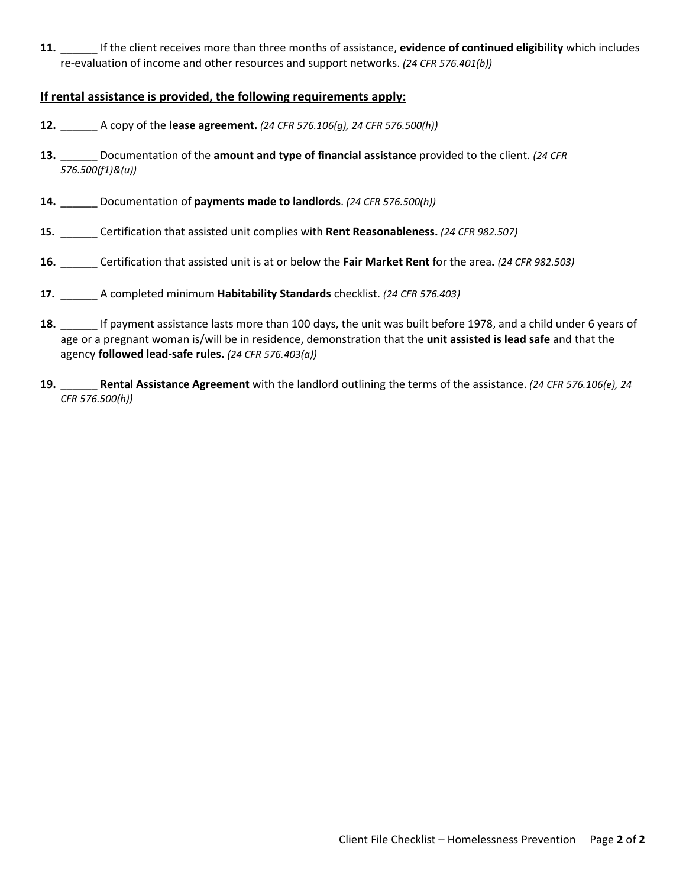11. ______ If the client receives more than three months of assistance, **evidence of continued eligibility** which includes re-evaluation of income and other resources and support networks. *(24 CFR 576.401(b))*

**If rental assistance is provided, the following requirements apply:**

12. ______ A copy of the **lease agreement.** *(24 CFR 576.106(g), 24 CFR 576.500(h))*

13. ______ Documentation of the **amount and type of financial assistance** provided to the client. *(24 CFR 576.500(f1)&(u))*

14. ______ Documentation of **payments made to landlords**. *(24 CFR 576.500(h))*

15. ______ Certification that assisted unit complies with **Rent Reasonableness.** *(24 CFR 982.507)*

16. ______ Certification that assisted unit is at or below the **Fair Market Rent** for the area**.** *(24 CFR 982.503)*

17. ______ A completed minimum **Habitability Standards** checklist. *(24 CFR 576.403)*

18. ______ If payment assistance lasts more than 100 days, the unit was built before 1978, and a child under 6 years of age or a pregnant woman is/will be in residence, demonstration that the **unit assisted is lead safe** and that the agency **followed lead-safe rules.** *(24 CFR 576.403(a))*

19. ______ **Rental Assistance Agreement** with the landlord outlining the terms of the assistance. *(24 CFR 576.106(e), 24 CFR 576.500(h))*